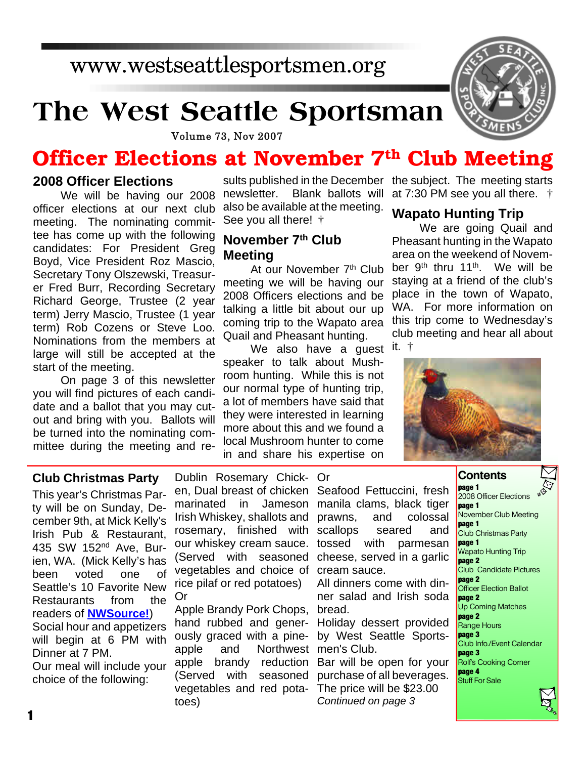www.westseattlesportsmen.org

# The West Seattle Sportsman

Volume 73, Nov 2007

# Officer Elections at November 7th Club Meeting

## 2008 Officer Elections

We will be having our 2008 officer elections at our next club meeting. The nominating committee has come up with the following candidates: For President Greg Boyd, Vice President Roz Mascio, Secretary Tony Olszewski, Treasurer Fred Burr, Recording Secretary Richard George, Trustee (2 year term) Jerry Mascio, Trustee (1 year term) Rob Cozens or Steve Loo. Nominations from the members at large will still be accepted at the start of the meeting.

On page 3 of this newsletter you will find pictures of each candidate and a ballot that you may cut-out and bring with you. Ballots will be turned into the nominating committee during the meeting and results published in the December newsletter. Blank ballots will also be available at the meeting. See you all there! †

## November 7th Club Meeting

At our November 7th Club meeting we will be having our 2008 Officers elections and be talking a little bit about our up coming trip to the Wapato area Quail and Pheasant hunting.

We also have a guest speaker to talk about Mushroom hunting. While this is not our normal type of hunting trip, a lot of members have said that they were interested in learning more about this and we found a local Mushroom hunter to come in and share his expertise on the subject. The meeting starts at 7:30 PM see you all there. †

## Wapato Hunting Trip

We are going Quail and Pheasant hunting in the Wapato area on the weekend of November 9th thru 11th. We will be staying at a friend of the club's place in the town of Wapato, WA. For more information on this trip come to Wednesday's club meeting and hear all about it. †

## Club Christmas Party

This year's Christmas Party will be on Sunday, December 9th, at Mick Kelly's Irish Pub & Restaurant, 435 SW 152nd Ave, Burien, WA. (Mick Kelly's has been voted one of Seattle's 10 Favorite New Restaurants from the readers of **NWSource!**)

Social hour and appetizers will begin at 6 PM with Dinner at 7 PM.

Our meal will include your choice of the following:

Dublin Rosemary Chicken, Dual breast of chicken marinated in Jameson Irish Whiskey, shallots and rosemary, finished with our whiskey cream sauce. (Served with seasoned vegetables and choice of rice pilaf or red potatoes)

Or

Apple Brandy Pork Chops, hand rubbed and generously graced with a pineapple and Northwest apple brandy reduction (Served with seasoned vegetables and red potatoes)

Or

Seafood Fettuccini, fresh manila clams, black tiger prawns, and colossal scallops seared and tossed with parmesan cheese, served in a garlic cream sauce.

All dinners come with dinner salad and Irish soda bread.

Holiday dessert provided by West Seattle Sportsmen's Club.

Bar will be open for your purchase of all beverages. The price will be $23.00

*Continued on page 3*

## Contents

- **page 1** 2008 Officer Elections
- **page 1** November Club Meeting
- **page 1** Club Christmas Party
- **page 1** Wapato Hunting Trip
- **page 2** Club Candidate Pictures
- **page 2** Officer Election Ballot
- **page 2** Up Coming Matches
- **page 2** Range Hours
- **page 3** Club Info./Event Calendar
- **page 3** Rolf's Cooking Corner
- **page 4** Stuff For Sale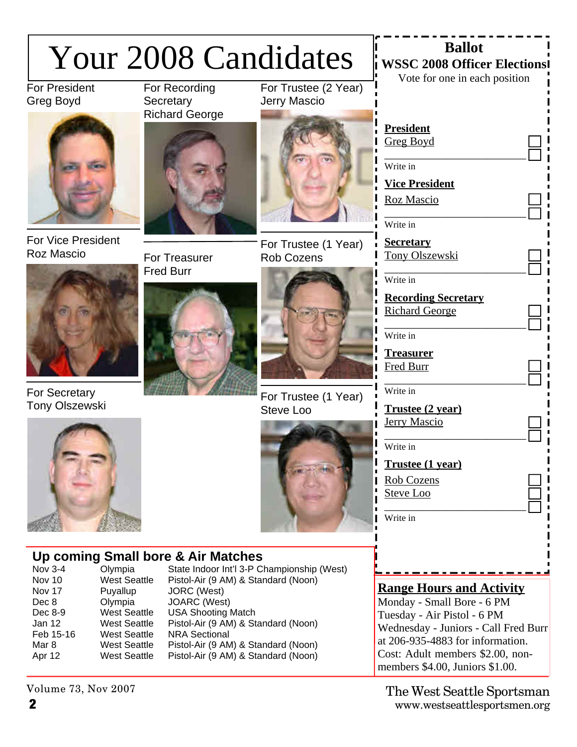# Your 2008 Candidates

For President
Greg Boyd

For Vice President
Roz Mascio

For Secretary
Tony Olszewski

For Recording Secretary
Richard George

For Treasurer
Fred Burr

For Trustee (2 Year)
Jerry Mascio

For Trustee (1 Year)
Rob Cozens

For Trustee (1 Year)
Steve Loo

## Ballot

**WSSC 2008 Officer Elections**

Vote for one in each position

**President**
Greg Boyd ☐
Write in ______ ☐

**Vice President**
Roz Mascio ☐
Write in ______ ☐

**Secretary**
Tony Olszewski ☐
Write in ______ ☐

**Recording Secretary**
Richard George ☐
Write in ______ ☐

**Treasurer**
Fred Burr ☐
Write in ______ ☐

**Trustee (2 year)**
Jerry Mascio ☐
Write in ______ ☐

**Trustee (1 year)**
Rob Cozens ☐
Steve Loo ☐
Write in ______ ☐

## Up coming Small bore & Air Matches

| Date | Location | Match |
|---|---|---|
| Nov 3-4 | Olympia | State Indoor Int'l 3-P Championship (West) |
| Nov 10 | West Seattle | Pistol-Air (9 AM) & Standard (Noon) |
| Nov 17 | Puyallup | JORC (West) |
| Dec 8 | Olympia | JOARC (West) |
| Dec 8-9 | West Seattle | USA Shooting Match |
| Jan 12 | West Seattle | Pistol-Air (9 AM) & Standard (Noon) |
| Feb 15-16 | West Seattle | NRA Sectional |
| Mar 8 | West Seattle | Pistol-Air (9 AM) & Standard (Noon) |
| Apr 12 | West Seattle | Pistol-Air (9 AM) & Standard (Noon) |

## Range Hours and Activity

Monday - Small Bore - 6 PM
Tuesday - Air Pistol - 6 PM
Wednesday - Juniors - Call Fred Burr at 206-935-4883 for information.
Cost: Adult members $2.00, non-members $4.00, Juniors $1.00.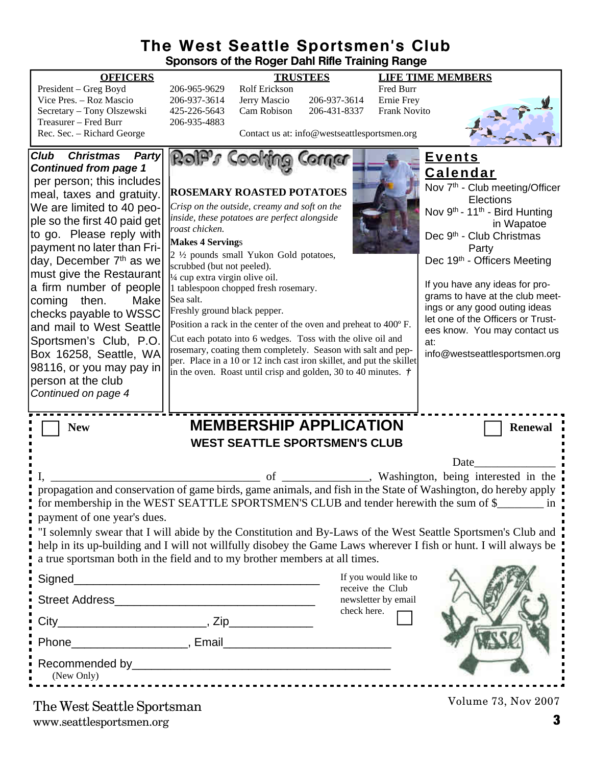# The West Seattle Sportsmen's Club

**Sponsors of the Roger Dahl Rifle Training Range**

| OFFICERS | | TRUSTEES | | LIFE TIME MEMBERS |
|---|---|---|---|---|
| President – Greg Boyd | 206-965-9629 | Rolf Erickson | | Fred Burr |
| Vice Pres. – Roz Mascio | 206-937-3614 | Jerry Mascio | 206-937-3614 | Ernie Frey |
| Secretary – Tony Olszewski | 425-226-5643 | Cam Robison | 206-431-8337 | Frank Novito |
| Treasurer – Fred Burr | 206-935-4883 | | | |
| Rec. Sec. – Richard George | | Contact us at: info@westseattlesportsmen.org | | |

***Club Christmas Party Continued from page 1***

per person; this includes meal, taxes and gratuity. We are limited to 40 people so the first 40 paid get to go. Please reply with payment no later than Friday, December 7th as we must give the Restaurant a firm number of people coming then. Make checks payable to WSSC and mail to West Seattle Sportsmen's Club, P.O. Box 16258, Seattle, WA 98116, or you may pay in person at the club

*Continued on page 4*

## Rolf's Cooking Corner

### ROSEMARY ROASTED POTATOES

*Crisp on the outside, creamy and soft on the inside, these potatoes are perfect alongside roast chicken.*

**Makes 4 Servings**

2 ½ pounds small Yukon Gold potatoes, scrubbed (but not peeled).
¼ cup extra virgin olive oil.
1 tablespoon chopped fresh rosemary.
Sea salt.
Freshly ground black pepper.

Position a rack in the center of the oven and preheat to 400º F.

Cut each potato into 6 wedges. Toss with the olive oil and rosemary, coating them completely. Season with salt and pepper. Place in a 10 or 12 inch cast iron skillet, and put the skillet in the oven. Roast until crisp and golden, 30 to 40 minutes. †

## Events Calendar

Nov 7th - Club meeting/Officer Elections
Nov 9th - 11th - Bird Hunting in Wapatoe
Dec 9th - Club Christmas Party
Dec 19th - Officers Meeting

If you have any ideas for programs to have at the club meetings or any good outing ideas let one of the Officers or Trustees know. You may contact us at: info@westseattlesportsmen.org

---

☐ **New** ☐ **Renewal**

## MEMBERSHIP APPLICATION

### WEST SEATTLE SPORTSMEN'S CLUB

Date______________

I, ____________________________________ of _______________, Washington, being interested in the propagation and conservation of game birds, game animals, and fish in the State of Washington, do hereby apply for membership in the WEST SEATTLE SPORTSMEN'S CLUB and tender herewith the sum of $________ in payment of one year's dues.

"I solemnly swear that I will abide by the Constitution and By-Laws of the West Seattle Sportsmen's Club and help in its up-building and I will not willfully disobey the Game Laws wherever I fish or hunt. I will always be a true sportsman both in the field and to my brother members at all times.

Signed_______________________________________

Street Address________________________________

City_______________________, Zip_____________

Phone__________________, Email__________________________

Recommended by________________________________________
(New Only)

If you would like to receive the Club newsletter by email check here. ☐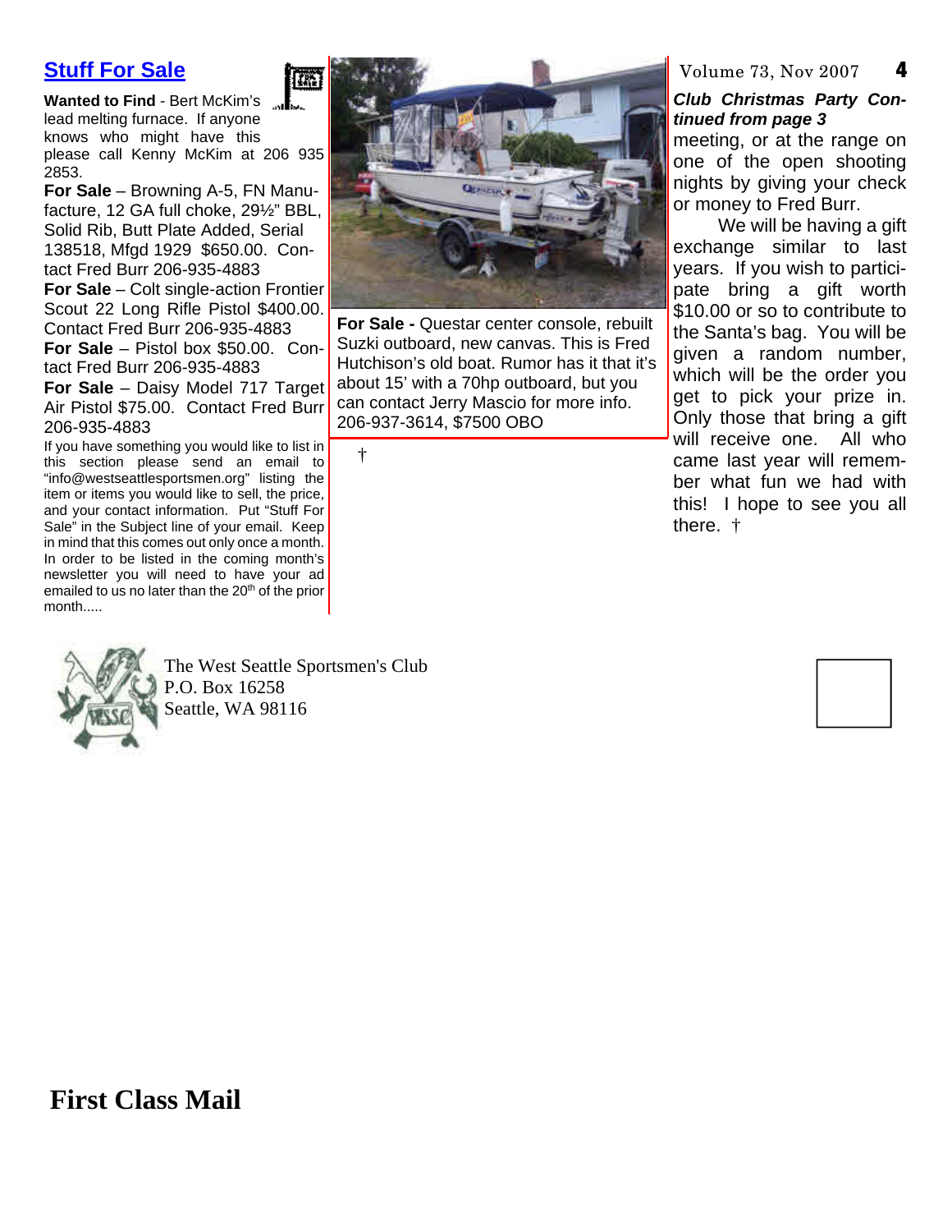## Stuff For Sale

**Wanted to Find** - Bert McKim's lead melting furnace. If anyone knows who might have this please call Kenny McKim at 206 935 2853.

**For Sale** – Browning A-5, FN Manufacture, 12 GA full choke, 29½" BBL, Solid Rib, Butt Plate Added, Serial 138518, Mfgd 1929 $650.00. Contact Fred Burr 206-935-4883

**For Sale** – Colt single-action Frontier Scout 22 Long Rifle Pistol $400.00. Contact Fred Burr 206-935-4883

**For Sale** – Pistol box $50.00. Contact Fred Burr 206-935-4883

**For Sale** – Daisy Model 717 Target Air Pistol $75.00. Contact Fred Burr 206-935-4883

If you have something you would like to list in this section please send an email to "info@westseattlesportsmen.org" listing the item or items you would like to sell, the price, and your contact information. Put "Stuff For Sale" in the Subject line of your email. Keep in mind that this comes out only once a month. In order to be listed in the coming month's newsletter you will need to have your ad emailed to us no later than the 20th of the prior month.....

**For Sale -** Questar center console, rebuilt Suzki outboard, new canvas. This is Fred Hutchison's old boat. Rumor has it that it's about 15' with a 70hp outboard, but you can contact Jerry Mascio for more info. 206-937-3614, $7500 OBO

†

***Club Christmas Party Continued from page 3***

meeting, or at the range on one of the open shooting nights by giving your check or money to Fred Burr.

We will be having a gift exchange similar to last years. If you wish to participate bring a gift worth $10.00 or so to contribute to the Santa's bag. You will be given a random number, which will be the order you get to pick your prize in. Only those that bring a gift will receive one. All who came last year will remember what fun we had with this! I hope to see you all there. †

The West Seattle Sportsmen's Club
P.O. Box 16258
Seattle, WA 98116

**First Class Mail**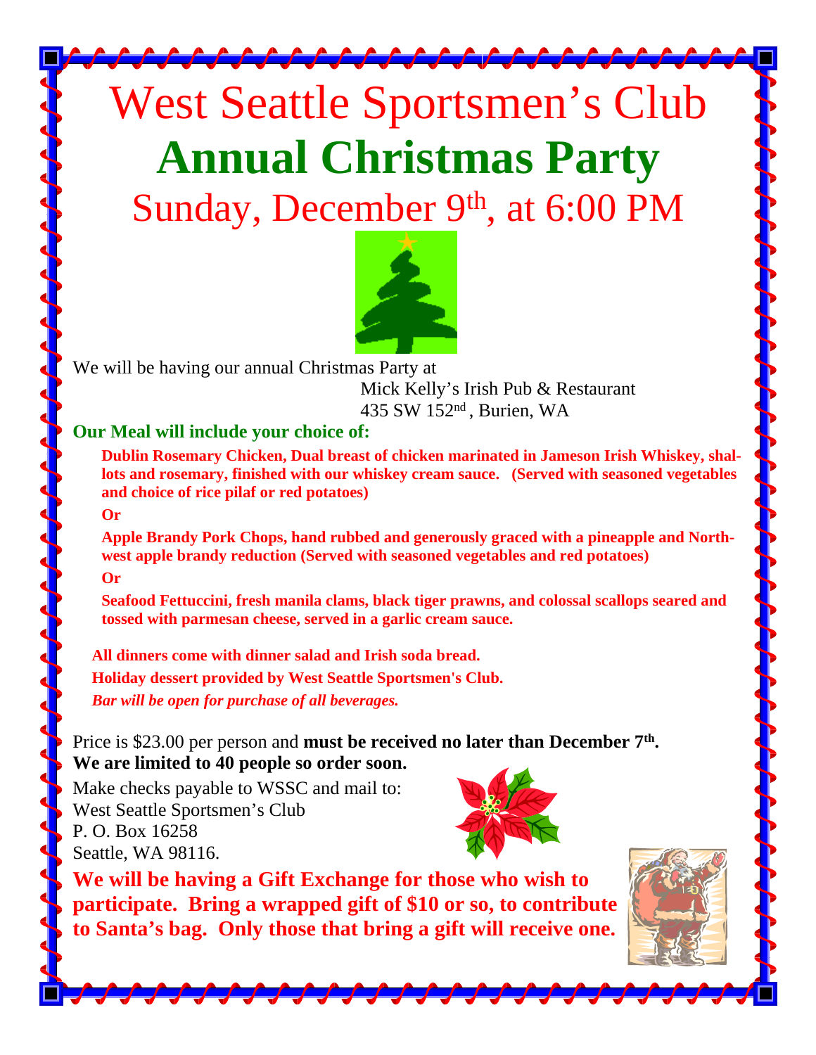# West Seattle Sportsmen's Club

# Annual Christmas Party

## Sunday, December 9th, at 6:00 PM

We will be having our annual Christmas Party at

Mick Kelly's Irish Pub & Restaurant
435 SW 152nd, Burien, WA

**Our Meal will include your choice of:**

**Dublin Rosemary Chicken, Dual breast of chicken marinated in Jameson Irish Whiskey, shallots and rosemary, finished with our whiskey cream sauce. (Served with seasoned vegetables and choice of rice pilaf or red potatoes)**

**Or**

**Apple Brandy Pork Chops, hand rubbed and generously graced with a pineapple and Northwest apple brandy reduction (Served with seasoned vegetables and red potatoes)**

**Or**

**Seafood Fettuccini, fresh manila clams, black tiger prawns, and colossal scallops seared and tossed with parmesan cheese, served in a garlic cream sauce.**

**All dinners come with dinner salad and Irish soda bread.**

**Holiday dessert provided by West Seattle Sportsmen's Club.**

***Bar will be open for purchase of all beverages.***

Price is $23.00 per person and **must be received no later than December 7th.**
**We are limited to 40 people so order soon.**

Make checks payable to WSSC and mail to:
West Seattle Sportsmen's Club
P. O. Box 16258
Seattle, WA 98116.

**We will be having a Gift Exchange for those who wish to participate. Bring a wrapped gift of $10 or so, to contribute to Santa's bag. Only those that bring a gift will receive one.**